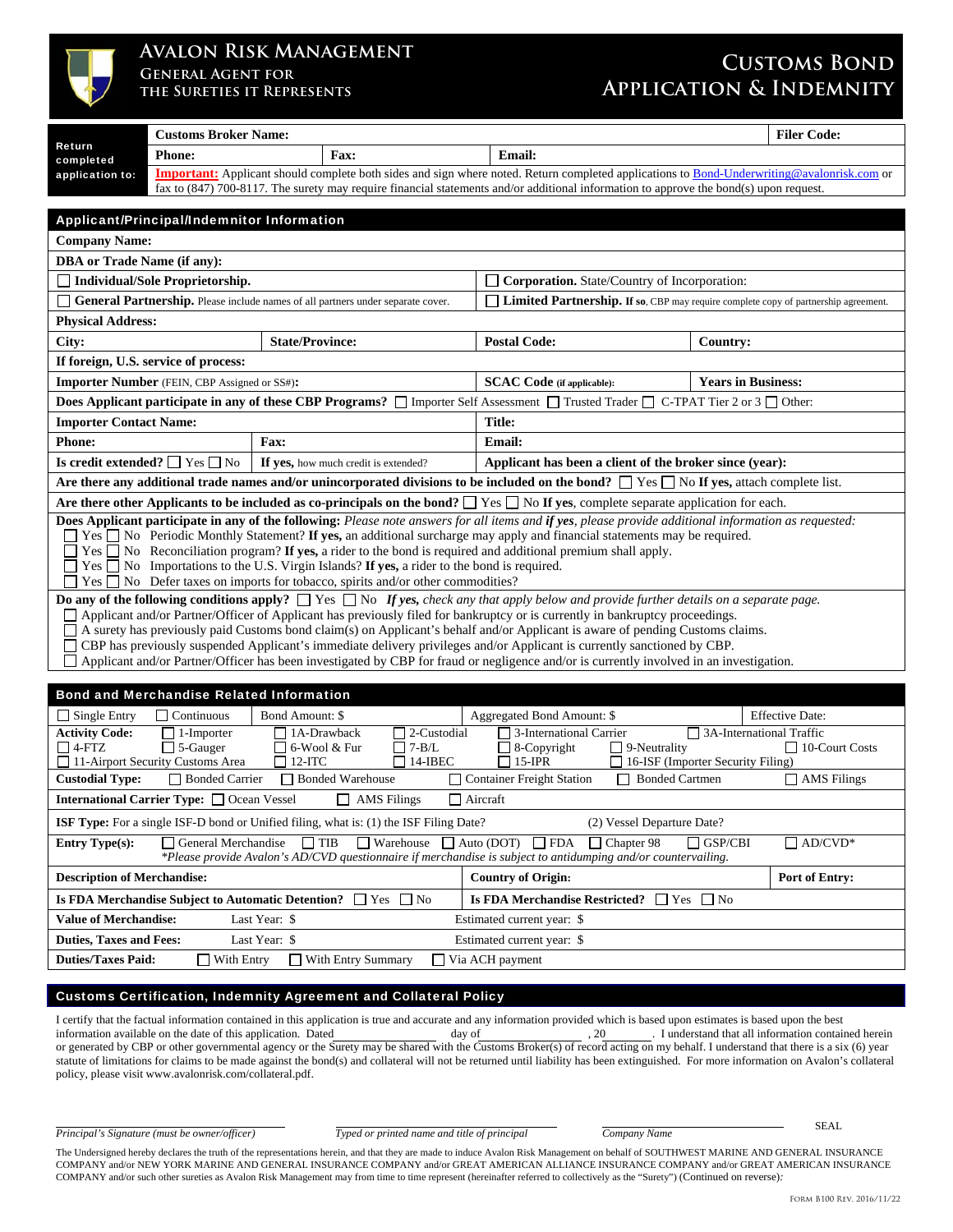# Avalon Risk Management

**General Agent for the Sureties it Represents**

# Customs Bond Application & Indemnity

| Return completed application to: | **Customs Broker Name:** | | | **Filer Code:** |
|---|---|---|---|---|
| | **Phone:** | **Fax:** | **Email:** | |
| | **Important:** Applicant should complete both sides and sign where noted. Return completed applications to Bond-Underwriting@avalonrisk.com or fax to (847) 700-8117. The surety may require financial statements and/or additional information to approve the bond(s) upon request. | | | |

## Applicant/Principal/Indemnitor Information

**Company Name:**

**DBA or Trade Name (if any):**

| | |
|---|---|
| ☐ **Individual/Sole Proprietorship.** | ☐ **Corporation.** State/Country of Incorporation: |
| ☐ **General Partnership.** Please include names of all partners under separate cover. | ☐ **Limited Partnership.** If so, CBP may require complete copy of partnership agreement. |

**Physical Address:**

| **City:** | **State/Province:** | **Postal Code:** | **Country:** |
|---|---|---|---|

**If foreign, U.S. service of process:**

| **Importer Number** (FEIN, CBP Assigned or SS#): | **SCAC Code** (if applicable): | **Years in Business:** |
|---|---|---|

**Does Applicant participate in any of these CBP Programs?** ☐ Importer Self Assessment ☐ Trusted Trader ☐ C-TPAT Tier 2 or 3 ☐ Other:

| **Importer Contact Name:** | | **Title:** |
|---|---|---|
| **Phone:** | **Fax:** | **Email:** |
| **Is credit extended?** ☐ Yes ☐ No | **If yes,** how much credit is extended? | **Applicant has been a client of the broker since (year):** |

**Are there any additional trade names and/or unincorporated divisions to be included on the bond?** ☐ Yes ☐ No **If yes,** attach complete list.

**Are there other Applicants to be included as co-principals on the bond?** ☐ Yes ☐ No **If yes**, complete separate application for each.

**Does Applicant participate in any of the following:** *Please note answers for all items and **if yes**, please provide additional information as requested:*

- ☐ Yes ☐ No Periodic Monthly Statement? **If yes,** an additional surcharge may apply and financial statements may be required.
- ☐ Yes ☐ No Reconciliation program? **If yes,** a rider to the bond is required and additional premium shall apply.
- ☐ Yes ☐ No Importations to the U.S. Virgin Islands? **If yes,** a rider to the bond is required.
- ☐ Yes ☐ No Defer taxes on imports for tobacco, spirits and/or other commodities?

**Do any of the following conditions apply?** ☐ Yes ☐ No ***If yes,*** *check any that apply below and provide further details on a separate page.*

- ☐ Applicant and/or Partner/Officer of Applicant has previously filed for bankruptcy or is currently in bankruptcy proceedings.
- ☐ A surety has previously paid Customs bond claim(s) on Applicant's behalf and/or Applicant is aware of pending Customs claims.
- ☐ CBP has previously suspended Applicant's immediate delivery privileges and/or Applicant is currently sanctioned by CBP.
- ☐ Applicant and/or Partner/Officer has been investigated by CBP for fraud or negligence and/or is currently involved in an investigation.

## Bond and Merchandise Related Information

| ☐ Single Entry ☐ Continuous | Bond Amount: $ | Aggregated Bond Amount: $ | Effective Date: |
|---|---|---|---|

**Activity Code:** ☐ 1-Importer ☐ 1A-Drawback ☐ 2-Custodial ☐ 3-International Carrier ☐ 3A-International Traffic ☐ 4-FTZ ☐ 5-Gauger ☐ 6-Wool & Fur ☐ 7-B/L ☐ 8-Copyright ☐ 9-Neutrality ☐ 10-Court Costs ☐ 11-Airport Security Customs Area ☐ 12-ITC ☐ 14-IBEC ☐ 15-IPR ☐ 16-ISF (Importer Security Filing)

**Custodial Type:** ☐ Bonded Carrier ☐ Bonded Warehouse ☐ Container Freight Station ☐ Bonded Cartmen ☐ AMS Filings

**International Carrier Type:** ☐ Ocean Vessel ☐ AMS Filings ☐ Aircraft

**ISF Type:** For a single ISF-D bond or Unified filing, what is: (1) the ISF Filing Date? (2) Vessel Departure Date?

**Entry Type(s):** ☐ General Merchandise ☐ TIB ☐ Warehouse ☐ Auto (DOT) ☐ FDA ☐ Chapter 98 ☐ GSP/CBI ☐ AD/CVD*
*\*Please provide Avalon's AD/CVD questionnaire if merchandise is subject to antidumping and/or countervailing.*

| **Description of Merchandise:** | **Country of Origin:** | **Port of Entry:** |
|---|---|---|

| **Is FDA Merchandise Subject to Automatic Detention?** ☐ Yes ☐ No | **Is FDA Merchandise Restricted?** ☐ Yes ☐ No |
|---|---|

| | | |
|---|---|---|
| **Value of Merchandise:** | Last Year: $ | Estimated current year: $ |
| **Duties, Taxes and Fees:** | Last Year: $ | Estimated current year: $ |

**Duties/Taxes Paid:** ☐ With Entry ☐ With Entry Summary ☐ Via ACH payment

## Customs Certification, Indemnity Agreement and Collateral Policy

I certify that the factual information contained in this application is true and accurate and any information provided which is based upon estimates is based upon the best information available on the date of this application. Dated ________ day of ________ , 20____. I understand that all information contained herein or generated by CBP or other governmental agency or the Surety may be shared with the Customs Broker(s) of record acting on my behalf. I understand that there is a six (6) year statute of limitations for claims to be made against the bond(s) and collateral will not be returned until liability has been extinguished. For more information on Avalon's collateral policy, please visit www.avalonrisk.com/collateral.pdf.

| *Principal's Signature (must be owner/officer)* | *Typed or printed name and title of principal* | *Company Name* | SEAL |
|---|---|---|---|

The Undersigned hereby declares the truth of the representations herein, and that they are made to induce Avalon Risk Management on behalf of SOUTHWEST MARINE AND GENERAL INSURANCE COMPANY and/or NEW YORK MARINE AND GENERAL INSURANCE COMPANY and/or GREAT AMERICAN ALLIANCE INSURANCE COMPANY and/or GREAT AMERICAN INSURANCE COMPANY and/or such other sureties as Avalon Risk Management may from time to time represent (hereinafter referred to collectively as the "Surety") (Continued on reverse):

Form B100 Rev. 2016/11/22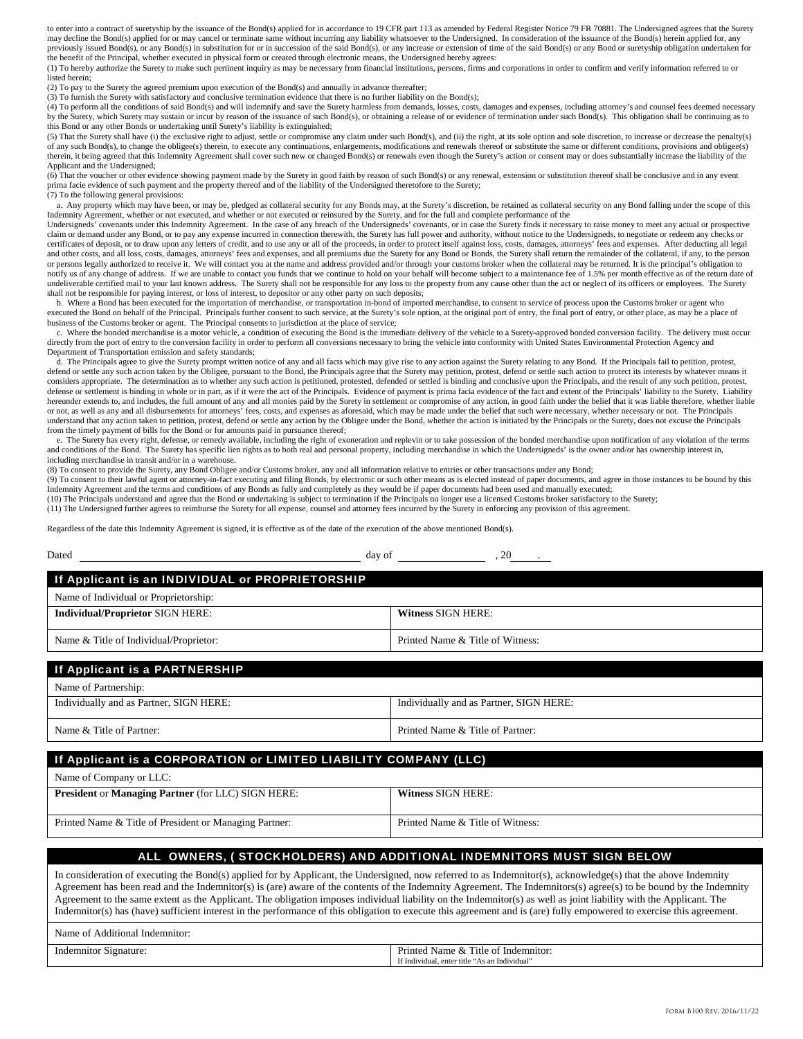to enter into a contract of suretyship by the issuance of the Bond(s) applied for in accordance to 19 CFR part 113 as amended by Federal Register Notice 79 FR 70881. The Undersigned agrees that the Surety may decline the Bond(s) applied for or may cancel or terminate same without incurring any liability whatsoever to the Undersigned. In consideration of the issuance of the Bond(s) herein applied for, any previously issued Bond(s), or any Bond(s) in substitution for or in succession of the said Bond(s), or any increase or extension of time of the said Bond(s) or any Bond or suretyship obligation undertaken for the benefit of the Principal, whether executed in physical form or created through electronic means, the Undersigned hereby agrees:

(1) To hereby authorize the Surety to make such pertinent inquiry as may be necessary from financial institutions, persons, firms and corporations in order to confirm and verify information referred to or listed herein;

(2) To pay to the Surety the agreed premium upon execution of the Bond(s) and annually in advance thereafter;

(3) To furnish the Surety with satisfactory and conclusive termination evidence that there is no further liability on the Bond(s);

(4) To perform all the conditions of said Bond(s) and will indemnify and save the Surety harmless from demands, losses, costs, damages and expenses, including attorney's and counsel fees deemed necessary by the Surety, which Surety may sustain or incur by reason of the issuance of such Bond(s), or obtaining a release of or evidence of termination under such Bond(s). This obligation shall be continuing as to this Bond or any other Bonds or undertaking until Surety's liability is extinguished;

(5) That the Surety shall have (i) the exclusive right to adjust, settle or compromise any claim under such Bond(s), and (ii) the right, at its sole option and sole discretion, to increase or decrease the penalty(s) of any such Bond(s), to change the obligee(s) therein, to execute any continuations, enlargements, modifications and renewals thereof or substitute the same or different conditions, provisions and obligee(s) therein, it being agreed that this Indemnity Agreement shall cover such new or changed Bond(s) or renewals even though the Surety's action or consent may or does substantially increase the liability of the Applicant and the Undersigned;

(6) That the voucher or other evidence showing payment made by the Surety in good faith by reason of such Bond(s) or any renewal, extension or substitution thereof shall be conclusive and in any event prima facie evidence of such payment and the property thereof and of the liability of the Undersigned theretofore to the Surety;

(7) To the following general provisions:

a. Any property which may have been, or may be, pledged as collateral security for any Bonds may, at the Surety's discretion, be retained as collateral security on any Bond falling under the scope of this Indemnity Agreement, whether or not executed, and whether or not executed or reinsured by the Surety, and for the full and complete performance of the Undersigneds' covenants under this Indemnity Agreement. In the case of any breach of the Undersigneds' covenants, or in case the Surety finds it necessary to raise money to meet any actual or prospective claim or demand under any Bond, or to pay any expense incurred in connection therewith, the Surety has full power and authority, without notice to the Undersigneds, to negotiate or redeem any checks or certificates of deposit, or to draw upon any letters of credit, and to use any or all of the proceeds, in order to protect itself against loss, costs, damages, attorneys' fees and expenses. After deducting all legal and other costs, and all loss, costs, damages, attorneys' fees and expenses, and all premiums due the Surety for any Bond or Bonds, the Surety shall return the remainder of the collateral, if any, to the person or persons legally authorized to receive it. We will contact you at the name and address provided and/or through your customs broker when the collateral may be returned. It is the principal's obligation to notify us of any change of address. If we are unable to contact you funds that we continue to hold on your behalf will become subject to a maintenance fee of 1.5% per month effective as of the return date of undeliverable certified mail to your last known address. The Surety shall not be responsible for any loss to the property from any cause other than the act or neglect of its officers or employees. The Surety shall not be responsible for paying interest, or loss of interest, to depositor or any other party on such deposits;

b. Where a Bond has been executed for the importation of merchandise, or transportation in-bond of imported merchandise, to consent to service of process upon the Customs broker or agent who executed the Bond on behalf of the Principal. Principals further consent to such service, at the Surety's sole option, at the original port of entry, the final port of entry, or other place, as may be a place of business of the Customs broker or agent. The Principal consents to jurisdiction at the place of service;

c. Where the bonded merchandise is a motor vehicle, a condition of executing the Bond is the immediate delivery of the vehicle to a Surety-approved bonded conversion facility. The delivery must occur directly from the port of entry to the conversion facility in order to perform all conversions necessary to bring the vehicle into conformity with United States Environmental Protection Agency and Department of Transportation emission and safety standards;

d. The Principals agree to give the Surety prompt written notice of any and all facts which may give rise to any action against the Surety relating to any Bond. If the Principals fail to petition, protest, defend or settle any such action taken by the Obligee, pursuant to the Bond, the Principals agree that the Surety may petition, protest, defend or settle such action to protect its interests by whatever means it considers appropriate. The determination as to whether any such action is petitioned, protested, defended or settled is binding and conclusive upon the Principals, and the result of any such petition, protest, defense or settlement is binding in whole or in part, as if it were the act of the Principals. Evidence of payment is prima facia evidence of the fact and extent of the Principals' liability to the Surety. Liability hereunder extends to, and includes, the full amount of any and all monies paid by the Surety in settlement or compromise of any action, in good faith under the belief that it was liable therefore, whether liable or not, as well as any and all disbursements for attorneys' fees, costs, and expenses as aforesaid, which may be made under the belief that such were necessary, whether necessary or not. The Principals understand that any action taken to petition, protest, defend or settle any action by the Obligee under the Bond, whether the action is initiated by the Principals or the Surety, does not excuse the Principals from the timely payment of bills for the Bond or for amounts paid in pursuance thereof;

e. The Surety has every right, defense, or remedy available, including the right of exoneration and replevin or to take possession of the bonded merchandise upon notification of any violation of the terms and conditions of the Bond. The Surety has specific lien rights as to both real and personal property, including merchandise in which the Undersigneds' is the owner and/or has ownership interest in, including merchandise in transit and/or in a warehouse.

(8) To consent to provide the Surety, any Bond Obligee and/or Customs broker, any and all information relative to entries or other transactions under any Bond;

(9) To consent to their lawful agent or attorney-in-fact executing and filing Bonds, by electronic or such other means as is elected instead of paper documents, and agree in those instances to be bound by this Indemnity Agreement and the terms and conditions of any Bonds as fully and completely as they would be if paper documents had been used and manually executed;

(10) The Principals understand and agree that the Bond or undertaking is subject to termination if the Principals no longer use a licensed Customs broker satisfactory to the Surety;

(11) The Undersigned further agrees to reimburse the Surety for all expense, counsel and attorney fees incurred by the Surety in enforcing any provision of this agreement.

Regardless of the date this Indemnity Agreement is signed, it is effective as of the date of the execution of the above mentioned Bond(s).

Dated ______________________ day of ______________ , 20____ .

## If Applicant is an INDIVIDUAL or PROPRIETORSHIP

| | |
|---|---|
| Name of Individual or Proprietorship: | |
| **Individual/Proprietor** SIGN HERE: | **Witness** SIGN HERE: |
| Name & Title of Individual/Proprietor: | Printed Name & Title of Witness: |

## If Applicant is a PARTNERSHIP

| | |
|---|---|
| Name of Partnership: | |
| Individually and as Partner, SIGN HERE: | Individually and as Partner, SIGN HERE: |
| Name & Title of Partner: | Printed Name & Title of Partner: |

## If Applicant is a CORPORATION or LIMITED LIABILITY COMPANY (LLC)

| | |
|---|---|
| Name of Company or LLC: | |
| **President** or **Managing Partner** (for LLC) SIGN HERE: | **Witness** SIGN HERE: |
| Printed Name & Title of President or Managing Partner: | Printed Name & Title of Witness: |

## ALL OWNERS, ( STOCKHOLDERS) AND ADDITIONAL INDEMNITORS MUST SIGN BELOW

In consideration of executing the Bond(s) applied for by Applicant, the Undersigned, now referred to as Indemnitor(s), acknowledge(s) that the above Indemnity Agreement has been read and the Indemnitor(s) is (are) aware of the contents of the Indemnity Agreement. The Indemnitors(s) agree(s) to be bound by the Indemnity Agreement to the same extent as the Applicant. The obligation imposes individual liability on the Indemnitor(s) as well as joint liability with the Applicant. The Indemnitor(s) has (have) sufficient interest in the performance of this obligation to execute this agreement and is (are) fully empowered to exercise this agreement.

| | |
|---|---|
| Name of Additional Indemnitor: | |
| Indemnitor Signature: | Printed Name & Title of Indemnitor: If Individual, enter title "As an Individual" |

Form B100 Rev. 2016/11/22